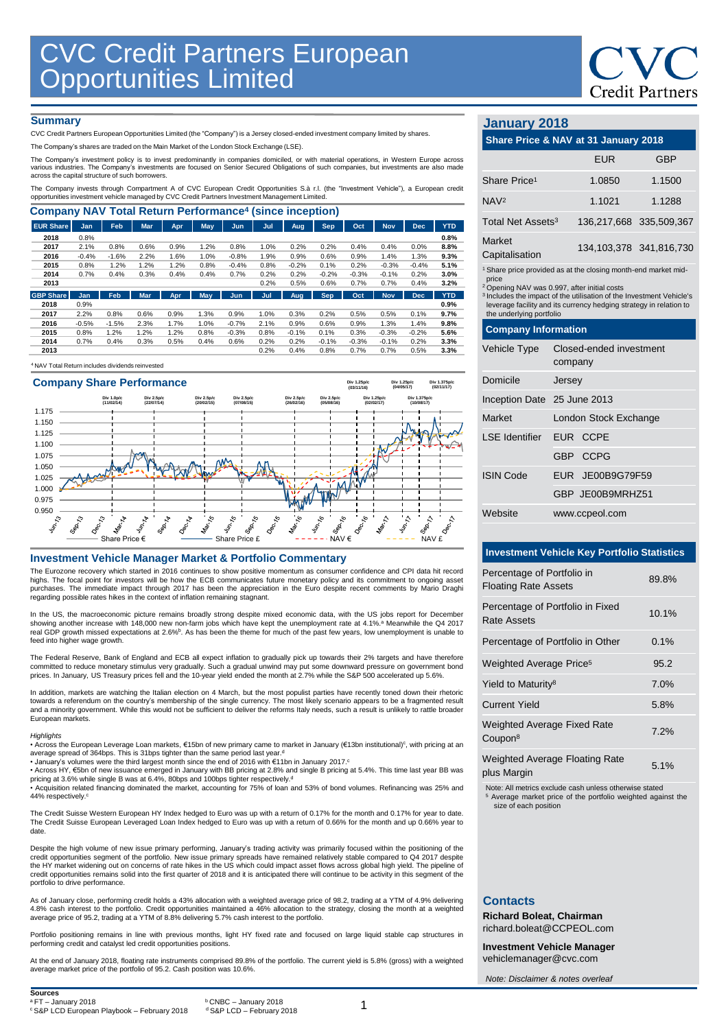# CVC Credit Partners European Opportunities Limited

## Summary

CVC Credit Partners European Opportunities Limited (the "Company") is a Jersey closed-ended investment company limited by shares.

The Company's shares are traded on the Main Market of the London Stock Exchange (LSE).

The Company's investment policy is to invest predominantly in companies domiciled, or with material operations, in Western Europe across various industries. The Company's investments are focused on Senior Secured Obligations of such companies, but investments are also made across the capital structure of such borrowers.

The Company invests through Compartment A of CVC European Credit Opportunities S.à r.l. (the "Investment Vehicle"), a European credit opportunities investment vehicle managed by CVC Credit Partners Investment Management Limited.

## Company NAV Total Return Performance[4] (since inception)

| EUR Share | Jan | Feb | Mar | Apr | May | Jun | Jul | Aug | Sep | Oct | Nov | Dec | YTD |
|---|---|---|---|---|---|---|---|---|---|---|---|---|---|
| 2018 | 0.8% | | | | | | | | | | | | 0.8% |
| 2017 | 2.1% | 0.8% | 0.6% | 0.9% | 1.2% | 0.8% | 1.0% | 0.2% | 0.2% | 0.4% | 0.4% | 0.0% | 8.8% |
| 2016 | -0.4% | -1.6% | 2.2% | 1.6% | 1.0% | -0.8% | 1.9% | 0.9% | 0.6% | 0.9% | 1.4% | 1.3% | 9.3% |
| 2015 | 0.8% | 1.2% | 1.2% | 1.2% | 0.8% | -0.4% | 0.8% | -0.2% | 0.1% | 0.2% | -0.3% | -0.4% | 5.1% |
| 2014 | 0.7% | 0.4% | 0.3% | 0.4% | 0.4% | 0.7% | 0.2% | 0.2% | -0.2% | -0.3% | -0.1% | 0.2% | 3.0% |
| 2013 | | | | | | | 0.2% | 0.5% | 0.6% | 0.7% | 0.7% | 0.4% | 3.2% |

| GBP Share | Jan | Feb | Mar | Apr | May | Jun | Jul | Aug | Sep | Oct | Nov | Dec | YTD |
|---|---|---|---|---|---|---|---|---|---|---|---|---|---|
| 2018 | 0.9% | | | | | | | | | | | | 0.9% |
| 2017 | 2.2% | 0.8% | 0.6% | 0.9% | 1.3% | 0.9% | 1.0% | 0.3% | 0.2% | 0.5% | 0.5% | 0.1% | 9.7% |
| 2016 | -0.5% | -1.5% | 2.3% | 1.7% | 1.0% | -0.7% | 2.1% | 0.9% | 0.6% | 0.9% | 1.3% | 1.4% | 9.8% |
| 2015 | 0.8% | 1.2% | 1.2% | 1.2% | 0.8% | -0.3% | 0.8% | -0.1% | 0.1% | 0.3% | -0.3% | -0.2% | 5.6% |
| 2014 | 0.7% | 0.4% | 0.3% | 0.5% | 0.4% | 0.6% | 0.2% | 0.2% | -0.1% | -0.3% | -0.1% | 0.2% | 3.3% |
| 2013 | | | | | | | 0.2% | 0.4% | 0.8% | 0.7% | 0.7% | 0.5% | 3.3% |

[4] NAV Total Return includes dividends reinvested

## Company Share Performance

Chart: Share Price €, Share Price £, NAV €, NAV £ (Jun-13 to Dec-17). Dividends: Div 1.0p/c (11/02/14), Div 2.5p/c (22/07/14), Div 2.5p/c (20/02/15), Div 2.5p/c (07/08/15), Div 2.5p/c (26/02/16), Div 2.5p/c (05/08/16), Div 1.25p/c (03/11/16), Div 1.25p/c (02/02/17), Div 1.25p/c (04/05/17), Div 1.375p/c (10/08/17), Div 1.375p/c (02/11/17).

## Investment Vehicle Manager Market & Portfolio Commentary

The Eurozone recovery which started in 2016 continues to show positive momentum as consumer confidence and CPI data hit record highs. The focal point for investors will be how the ECB communicates future monetary policy and its commitment to ongoing asset purchases. The immediate impact through 2017 has been the appreciation in the Euro despite recent comments by Mario Draghi regarding possible rates hikes in the context of inflation remaining stagnant.

In the US, the macroeconomic picture remains broadly strong despite mixed economic data, with the US jobs report for December showing another increase with 148,000 new non-farm jobs which have kept the unemployment rate at 4.1%.[a] Meanwhile the Q4 2017 real GDP growth missed expectations at 2.6%[b]. As has been the theme for much of the past few years, low unemployment is unable to feed into higher wage growth.

The Federal Reserve, Bank of England and ECB all expect inflation to gradually pick up towards their 2% targets and have therefore committed to reduce monetary stimulus very gradually. Such a gradual unwind may put some downward pressure on government bond prices. In January, US Treasury prices fell and the 10-year yield ended the month at 2.7% while the S&P 500 accelerated up 5.6%.

In addition, markets are watching the Italian election on 4 March, but the most populist parties have recently toned down their rhetoric towards a referendum on the country's membership of the single currency. The most likely scenario appears to be a fragmented result and a minority government. While this would not be sufficient to deliver the reforms Italy needs, such a result is unlikely to rattle broader European markets.

*Highlights*

- Across the European Leverage Loan markets, €15bn of new primary came to market in January (€13bn institutional)[c], with pricing at an average spread of 364bps. This is 31bps tighter than the same period last year.[d]
- January's volumes were the third largest month since the end of 2016 with €11bn in January 2017.[c]
- Across HY, €5bn of new issuance emerged in January with BB pricing at 2.8% and single B pricing at 5.4%. This time last year BB was pricing at 3.6% while single B was at 6.4%, 80bps and 100bps tighter respectively.[d]
- Acquisition related financing dominated the market, accounting for 75% of loan and 53% of bond volumes. Refinancing was 25% and 44% respectively.[c]

The Credit Suisse Western European HY Index hedged to Euro was up with a return of 0.17% for the month and 0.17% for year to date. The Credit Suisse European Leveraged Loan Index hedged to Euro was up with a return of 0.66% for the month and up 0.66% year to date.

Despite the high volume of new issue primary performing, January's trading activity was primarily focused within the positioning of the credit opportunities segment of the portfolio. New issue primary spreads have remained relatively stable compared to Q4 2017 despite the HY market widening out on concerns of rate hikes in the US which could impact asset flows across global high yield. The pipeline of credit opportunities remains solid into the first quarter of 2018 and it is anticipated there will continue to be activity in this segment of the portfolio to drive performance.

As of January close, performing credit holds a 43% allocation with a weighted average price of 98.2, trading at a YTM of 4.9% delivering 4.8% cash interest to the portfolio. Credit opportunities maintained a 46% allocation to the strategy, closing the month at a weighted average price of 95.2, trading at a YTM of 8.8% delivering 5.7% cash interest to the portfolio.

Portfolio positioning remains in line with previous months, light HY fixed rate and focused on large liquid stable cap structures in performing credit and catalyst led credit opportunities positions.

At the end of January 2018, floating rate instruments comprised 89.8% of the portfolio. The current yield is 5.8% (gross) with a weighted average market price of the portfolio of 95.2. Cash position was 10.6%.

**Sources**

[a] FT – January 2018
[b] CNBC – January 2018
[c] S&P LCD European Playbook – February 2018
[d] S&P LCD – February 2018

## January 2018

### Share Price & NAV at 31 January 2018

| | EUR | GBP |
|---|---|---|
| Share Price[1] | 1.0850 | 1.1500 |
| NAV[2] | 1.1021 | 1.1288 |
| Total Net Assets[3] | 136,217,668 | 335,509,367 |
| Market Capitalisation | 134,103,378 | 341,816,730 |

[1] Share price provided as at the closing month-end market mid-price
[2] Opening NAV was 0.997, after initial costs
[3] Includes the impact of the utilisation of the Investment Vehicle's leverage facility and its currency hedging strategy in relation to the underlying portfolio

### Company Information

| | |
|---|---|
| Vehicle Type | Closed-ended investment company |
| Domicile | Jersey |
| Inception Date | 25 June 2013 |
| Market | London Stock Exchange |
| LSE Identifier | EUR CCPE |
| | GBP CCPG |
| ISIN Code | EUR JE00B9G79F59 |
| | GBP JE00B9MRHZ51 |
| Website | www.ccpeol.com |

### Investment Vehicle Key Portfolio Statistics

| | |
|---|---|
| Percentage of Portfolio in Floating Rate Assets | 89.8% |
| Percentage of Portfolio in Fixed Rate Assets | 10.1% |
| Percentage of Portfolio in Other | 0.1% |
| Weighted Average Price[5] | 95.2 |
| Yield to Maturity[8] | 7.0% |
| Current Yield | 5.8% |
| Weighted Average Fixed Rate Coupon[8] | 7.2% |
| Weighted Average Floating Rate plus Margin | 5.1% |

Note: All metrics exclude cash unless otherwise stated
[5] Average market price of the portfolio weighted against the size of each position

## Contacts

**Richard Boleat, Chairman**
richard.boleat@CCPEOL.com

**Investment Vehicle Manager**
vehiclemanager@cvc.com

*Note: Disclaimer & notes overleaf*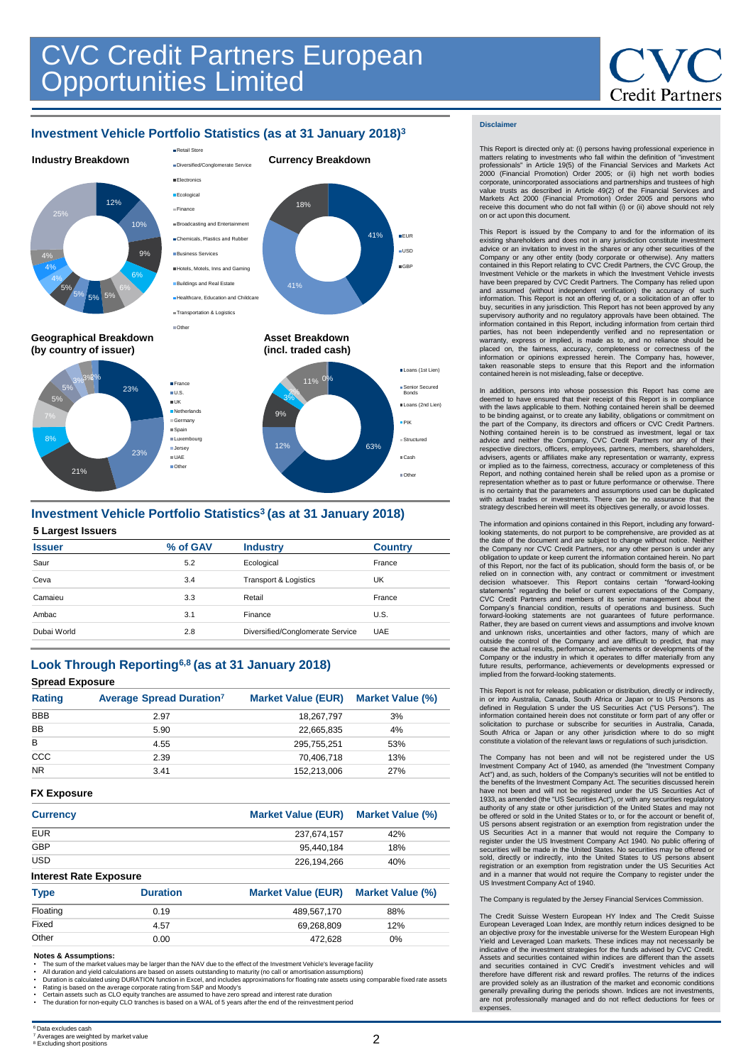# CVC Credit Partners European Opportunities Limited

## Investment Vehicle Portfolio Statistics (as at 31 January 2018)[3]

### Industry Breakdown

12%
10%
9%
6%
6%
5%
5%
5%
4%
4%
4%
25%

Retail Store
Diversified/Conglomerate Service
Electronics
Ecological
Finance
Broadcasting and Entertainment
Chemicals, Plastics and Rubber
Business Services
Hotels, Motels, Inns and Gaming
Buildings and Real Estate
Healthcare, Education and Childcare
Transportation & Logistics
Other

### Currency Breakdown

41%
41%
18%

EUR
USD
GBP

### Geographical Breakdown (by country of issuer)

23%
23%
21%
8%
7%
5%
5%
3%
3%
2%

France
U.S.
UK
Netherlands
Germany
Spain
Luxembourg
Jersey
UAE
Other

### Asset Breakdown (incl. traded cash)

63%
12%
9%
3%
2%
11%
0%

Loans (1st Lien)
Senior Secured Bonds
Loans (2nd Lien)
PIK
Structured
Cash
Other

## Investment Vehicle Portfolio Statistics[3] (as at 31 January 2018)

### 5 Largest Issuers

| Issuer | % of GAV | Industry | Country |
|---|---|---|---|
| Saur | 5.2 | Ecological | France |
| Ceva | 3.4 | Transport & Logistics | UK |
| Camaieu | 3.3 | Retail | France |
| Ambac | 3.1 | Finance | U.S. |
| Dubai World | 2.8 | Diversified/Conglomerate Service | UAE |

## Look Through Reporting[6,8] (as at 31 January 2018)

### Spread Exposure

| Rating | Average Spread Duration[7] | Market Value (EUR) | Market Value (%) |
|---|---|---|---|
| BBB | 2.97 | 18,267,797 | 3% |
| BB | 5.90 | 22,665,835 | 4% |
| B | 4.55 | 295,755,251 | 53% |
| CCC | 2.39 | 70,406,718 | 13% |
| NR | 3.41 | 152,213,006 | 27% |

### FX Exposure

| Currency | Market Value (EUR) | Market Value (%) |
|---|---|---|
| EUR | 237,674,157 | 42% |
| GBP | 95,440,184 | 18% |
| USD | 226,194,266 | 40% |

### Interest Rate Exposure

| Type | Duration | Market Value (EUR) | Market Value (%) |
|---|---|---|---|
| Floating | 0.19 | 489,567,170 | 88% |
| Fixed | 4.57 | 69,268,809 | 12% |
| Other | 0.00 | 472,628 | 0% |

**Notes & Assumptions:**

- The sum of the market values may be larger than the NAV due to the effect of the Investment Vehicle's leverage facility
- All duration and yield calculations are based on assets outstanding to maturity (no call or amortisation assumptions)
- Duration is calculated using DURATION function in Excel, and includes approximations for floating rate assets using comparable fixed rate assets
- Rating is based on the average corporate rating from S&P and Moody's
- Certain assets such as CLO equity tranches are assumed to have zero spread and interest rate duration
- The duration for non-equity CLO tranches is based on a WAL of 5 years after the end of the reinvestment period

### Disclaimer

This Report is directed only at: (i) persons having professional experience in matters relating to investments who fall within the definition of "investment professionals" in Article 19(5) of the Financial Services and Markets Act 2000 (Financial Promotion) Order 2005; or (ii) high net worth bodies corporate, unincorporated associations and partnerships and trustees of high value trusts as described in Article 49(2) of the Financial Services and Markets Act 2000 (Financial Promotion) Order 2005 and persons who receive this document who do not fall within (i) or (ii) above should not rely on or act upon this document.

This Report is issued by the Company to and for the information of its existing shareholders and does not in any jurisdiction constitute investment advice or an invitation to invest in the shares or any other securities of the Company or any other entity (body corporate or otherwise). Any matters contained in this Report relating to CVC Credit Partners, the CVC Group, the Investment Vehicle or the markets in which the Investment Vehicle invests have been prepared by CVC Credit Partners. The Company has relied upon and assumed (without independent verification) the accuracy of such information. This Report is not an offering of, or a solicitation of an offer to buy, securities in any jurisdiction. This Report has not been approved by any supervisory authority and no regulatory approvals have been obtained. The information contained in this Report, including information from certain third parties, has not been independently verified and no representation or warranty, express or implied, is made as to, and no reliance should be placed on, the fairness, accuracy, completeness or correctness of the information or opinions expressed herein. The Company has, however, taken reasonable steps to ensure that this Report and the information contained herein is not misleading, false or deceptive.

In addition, persons into whose possession this Report has come are deemed to have ensured that their receipt of this Report is in compliance with the laws applicable to them. Nothing contained herein shall be deemed to be binding against, or to create any liability, obligations or commitment on the part of the Company, its directors and officers or CVC Credit Partners. Nothing contained herein is to be construed as investment, legal or tax advice and neither the Company, CVC Credit Partners nor any of their respective directors, officers, employees, partners, members, shareholders, advisers, agents or affiliates make any representation or warranty, express or implied as to the fairness, correctness, accuracy or completeness of this Report, and nothing contained herein shall be relied upon as a promise or representation whether as to past or future performance or otherwise. There is no certainty that the parameters and assumptions used can be duplicated with actual trades or investments. There can be no assurance that the strategy described herein will meet its objectives generally, or avoid losses.

The information and opinions contained in this Report, including any forward-looking statements, do not purport to be comprehensive, are provided as at the date of the document and are subject to change without notice. Neither the Company nor CVC Credit Partners, nor any other person is under any obligation to update or keep current the information contained herein. No part of this Report, nor the fact of its publication, should form the basis of, or be relied on in connection with, any contract or commitment or investment decision whatsoever. This Report contains certain "forward-looking statements" regarding the belief or current expectations of the Company, CVC Credit Partners and members of its senior management about the Company's financial condition, results of operations and business. Such forward-looking statements are not guarantees of future performance. Rather, they are based on current views and assumptions and involve known and unknown risks, uncertainties and other factors, many of which are outside the control of the Company and are difficult to predict, that may cause the actual results, performance, achievements or developments of the Company or the industry in which it operates to differ materially from any future results, performance, achievements or developments expressed or implied from the forward-looking statements.

This Report is not for release, publication or distribution, directly or indirectly, in or into Australia, Canada, South Africa or Japan or to US Persons as defined in Regulation S under the US Securities Act ("US Persons"). The information contained herein does not constitute or form part of any offer or solicitation to purchase or subscribe for securities in Australia, Canada, South Africa or Japan or any other jurisdiction where to do so might constitute a violation of the relevant laws or regulations of such jurisdiction.

The Company has not been and will not be registered under the US Investment Company Act of 1940, as amended (the "Investment Company Act") and, as such, holders of the Company's securities will not be entitled to the benefits of the Investment Company Act. The securities discussed herein have not been and will not be registered under the US Securities Act of 1933, as amended (the "US Securities Act"), or with any securities regulatory authority of any state or other jurisdiction of the United States and may not be offered or sold in the United States or to, or for the account or benefit of, US persons absent registration or an exemption from registration under the US Securities Act in a manner that would not require the Company to register under the US Investment Company Act 1940. No public offering of securities will be made in the United States. No securities may be offered or sold, directly or indirectly, into the United States to US persons absent registration or an exemption from registration under the US Securities Act and in a manner that would not require the Company to register under the US Investment Company Act of 1940.

The Company is regulated by the Jersey Financial Services Commission.

The Credit Suisse Western European HY Index and The Credit Suisse European Leveraged Loan Index, are monthly return indices designed to be an objective proxy for the investable universe for the Western European High Yield and Leveraged Loan markets. These indices may not necessarily be indicative of the investment strategies for the funds advised by CVC Credit. Assets and securities contained within indices are different than the assets and securities contained in CVC Credit's investment vehicles and will therefore have different risk and reward profiles. The returns of the indices are provided solely as an illustration of the market and economic conditions generally prevailing during the periods shown. Indices are not investments, are not professionally managed and do not reflect deductions for fees or expenses.

[6] Data excludes cash
[7] Averages are weighted by market value
[8] Excluding short positions